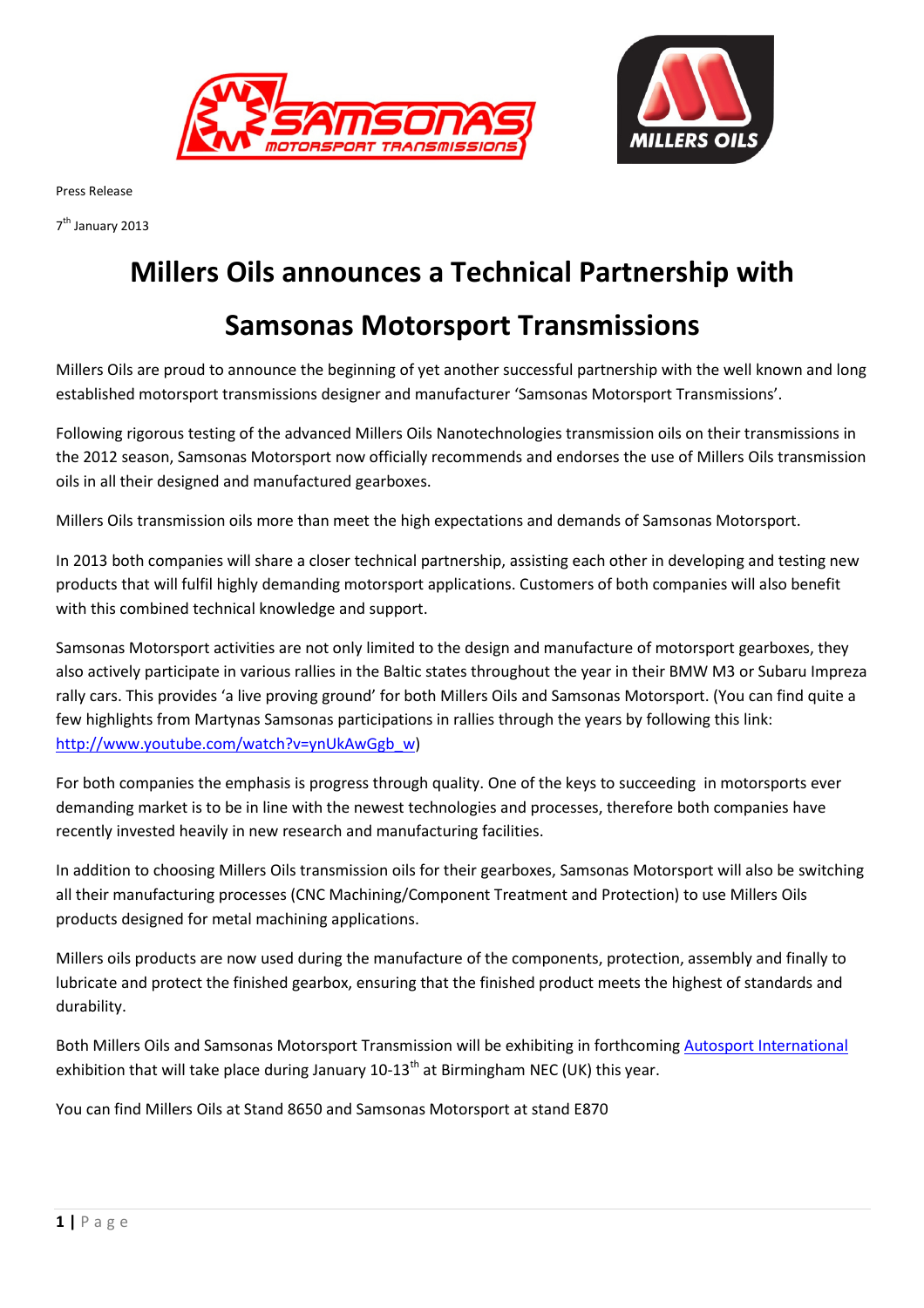Press Release

7th January 2013

# Millers Oils announces a Technical Partnership with Samsonas Motorsport Transmissions

Millers Oils are proud to announce the beginning of yet another successful partnership with the well known and long established motorsport transmissions designer and manufacturer 'Samsonas Motorsport Transmissions'.

Following rigorous testing of the advanced Millers Oils Nanotechnologies transmission oils on their transmissions in the 2012 season, Samsonas Motorsport now officially recommends and endorses the use of Millers Oils transmission oils in all their designed and manufactured gearboxes.

Millers Oils transmission oils more than meet the high expectations and demands of Samsonas Motorsport.

In 2013 both companies will share a closer technical partnership, assisting each other in developing and testing new products that will fulfil highly demanding motorsport applications. Customers of both companies will also benefit with this combined technical knowledge and support.

Samsonas Motorsport activities are not only limited to the design and manufacture of motorsport gearboxes, they also actively participate in various rallies in the Baltic states throughout the year in their BMW M3 or Subaru Impreza rally cars. This provides 'a live proving ground' for both Millers Oils and Samsonas Motorsport. (You can find quite a few highlights from Martynas Samsonas participations in rallies through the years by following this link: [http://www.youtube.com/watch?v=ynUkAwGgb_w](http://www.youtube.com/watch?v=ynUkAwGgb_w))

For both companies the emphasis is progress through quality. One of the keys to succeeding in motorsports ever demanding market is to be in line with the newest technologies and processes, therefore both companies have recently invested heavily in new research and manufacturing facilities.

In addition to choosing Millers Oils transmission oils for their gearboxes, Samsonas Motorsport will also be switching all their manufacturing processes (CNC Machining/Component Treatment and Protection) to use Millers Oils products designed for metal machining applications.

Millers oils products are now used during the manufacture of the components, protection, assembly and finally to lubricate and protect the finished gearbox, ensuring that the finished product meets the highest of standards and durability.

Both Millers Oils and Samsonas Motorsport Transmission will be exhibiting in forthcoming Autosport International exhibition that will take place during January 10-13th at Birmingham NEC (UK) this year.

You can find Millers Oils at Stand 8650 and Samsonas Motorsport at stand E870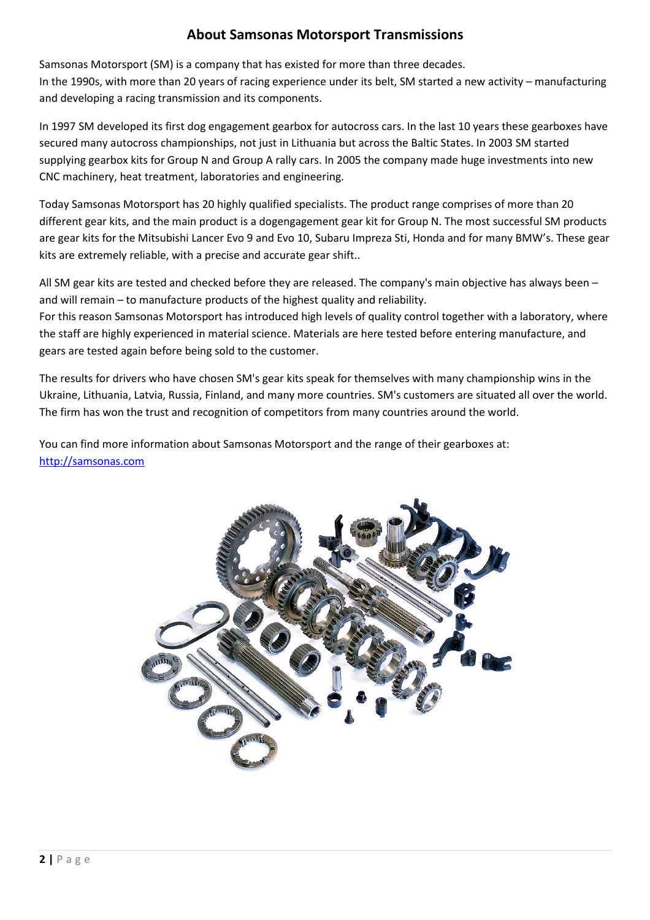## About Samsonas Motorsport Transmissions

Samsonas Motorsport (SM) is a company that has existed for more than three decades.
In the 1990s, with more than 20 years of racing experience under its belt, SM started a new activity – manufacturing and developing a racing transmission and its components.

In 1997 SM developed its first dog engagement gearbox for autocross cars. In the last 10 years these gearboxes have secured many autocross championships, not just in Lithuania but across the Baltic States. In 2003 SM started supplying gearbox kits for Group N and Group A rally cars. In 2005 the company made huge investments into new CNC machinery, heat treatment, laboratories and engineering.

Today Samsonas Motorsport has 20 highly qualified specialists. The product range comprises of more than 20 different gear kits, and the main product is a dogengagement gear kit for Group N. The most successful SM products are gear kits for the Mitsubishi Lancer Evo 9 and Evo 10, Subaru Impreza Sti, Honda and for many BMW's. These gear kits are extremely reliable, with a precise and accurate gear shift..

All SM gear kits are tested and checked before they are released. The company's main objective has always been – and will remain – to manufacture products of the highest quality and reliability.
For this reason Samsonas Motorsport has introduced high levels of quality control together with a laboratory, where the staff are highly experienced in material science. Materials are here tested before entering manufacture, and gears are tested again before being sold to the customer.

The results for drivers who have chosen SM's gear kits speak for themselves with many championship wins in the Ukraine, Lithuania, Latvia, Russia, Finland, and many more countries. SM's customers are situated all over the world. The firm has won the trust and recognition of competitors from many countries around the world.

You can find more information about Samsonas Motorsport and the range of their gearboxes at:
[http://samsonas.com](http://samsonas.com)